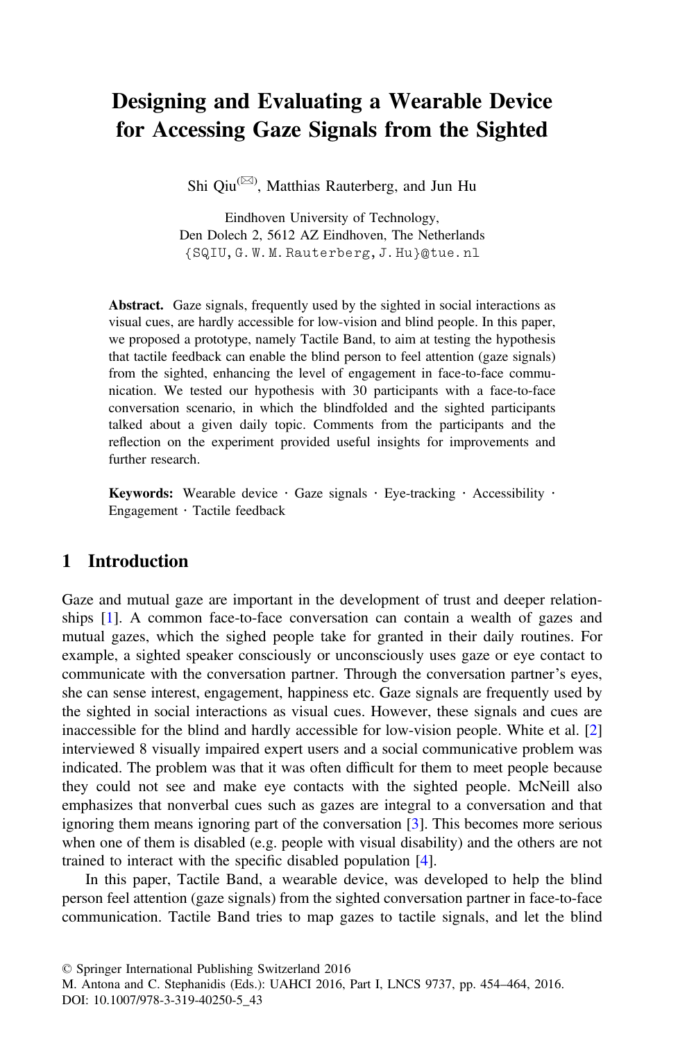# Designing and Evaluating a Wearable Device for Accessing Gaze Signals from the Sighted

Shi Qiu(✉), Matthias Rauterberg, and Jun Hu

Eindhoven University of Technology,
Den Dolech 2, 5612 AZ Eindhoven, The Netherlands
{SQIU, G.W.M.Rauterberg, J.Hu}@tue.nl

**Abstract.** Gaze signals, frequently used by the sighted in social interactions as visual cues, are hardly accessible for low-vision and blind people. In this paper, we proposed a prototype, namely Tactile Band, to aim at testing the hypothesis that tactile feedback can enable the blind person to feel attention (gaze signals) from the sighted, enhancing the level of engagement in face-to-face communication. We tested our hypothesis with 30 participants with a face-to-face conversation scenario, in which the blindfolded and the sighted participants talked about a given daily topic. Comments from the participants and the reflection on the experiment provided useful insights for improvements and further research.

**Keywords:** Wearable device · Gaze signals · Eye-tracking · Accessibility · Engagement · Tactile feedback

## 1 Introduction

Gaze and mutual gaze are important in the development of trust and deeper relationships [1]. A common face-to-face conversation can contain a wealth of gazes and mutual gazes, which the sighed people take for granted in their daily routines. For example, a sighted speaker consciously or unconsciously uses gaze or eye contact to communicate with the conversation partner. Through the conversation partner's eyes, she can sense interest, engagement, happiness etc. Gaze signals are frequently used by the sighted in social interactions as visual cues. However, these signals and cues are inaccessible for the blind and hardly accessible for low-vision people. White et al. [2] interviewed 8 visually impaired expert users and a social communicative problem was indicated. The problem was that it was often difficult for them to meet people because they could not see and make eye contacts with the sighted people. McNeill also emphasizes that nonverbal cues such as gazes are integral to a conversation and that ignoring them means ignoring part of the conversation [3]. This becomes more serious when one of them is disabled (e.g. people with visual disability) and the others are not trained to interact with the specific disabled population [4].

In this paper, Tactile Band, a wearable device, was developed to help the blind person feel attention (gaze signals) from the sighted conversation partner in face-to-face communication. Tactile Band tries to map gazes to tactile signals, and let the blind

© Springer International Publishing Switzerland 2016
M. Antona and C. Stephanidis (Eds.): UAHCI 2016, Part I, LNCS 9737, pp. 454–464, 2016.
DOI: 10.1007/978-3-319-40250-5_43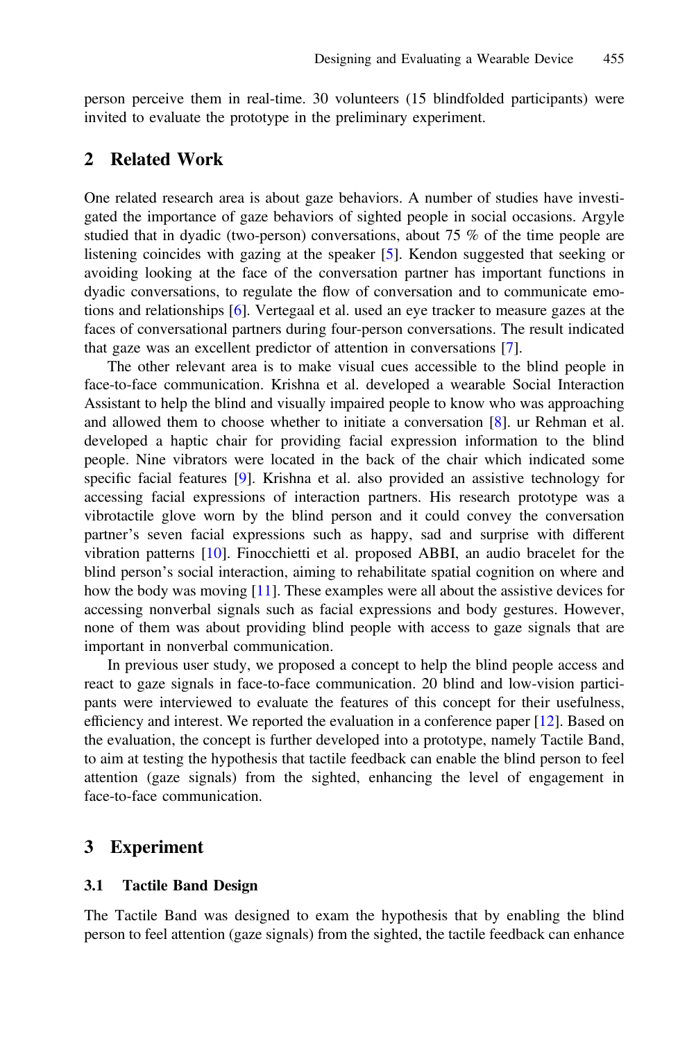person perceive them in real-time. 30 volunteers (15 blindfolded participants) were invited to evaluate the prototype in the preliminary experiment.

## 2 Related Work

One related research area is about gaze behaviors. A number of studies have investigated the importance of gaze behaviors of sighted people in social occasions. Argyle studied that in dyadic (two-person) conversations, about 75 % of the time people are listening coincides with gazing at the speaker [5]. Kendon suggested that seeking or avoiding looking at the face of the conversation partner has important functions in dyadic conversations, to regulate the flow of conversation and to communicate emotions and relationships [6]. Vertegaal et al. used an eye tracker to measure gazes at the faces of conversational partners during four-person conversations. The result indicated that gaze was an excellent predictor of attention in conversations [7].

The other relevant area is to make visual cues accessible to the blind people in face-to-face communication. Krishna et al. developed a wearable Social Interaction Assistant to help the blind and visually impaired people to know who was approaching and allowed them to choose whether to initiate a conversation [8]. ur Rehman et al. developed a haptic chair for providing facial expression information to the blind people. Nine vibrators were located in the back of the chair which indicated some specific facial features [9]. Krishna et al. also provided an assistive technology for accessing facial expressions of interaction partners. His research prototype was a vibrotactile glove worn by the blind person and it could convey the conversation partner's seven facial expressions such as happy, sad and surprise with different vibration patterns [10]. Finocchietti et al. proposed ABBI, an audio bracelet for the blind person's social interaction, aiming to rehabilitate spatial cognition on where and how the body was moving [11]. These examples were all about the assistive devices for accessing nonverbal signals such as facial expressions and body gestures. However, none of them was about providing blind people with access to gaze signals that are important in nonverbal communication.

In previous user study, we proposed a concept to help the blind people access and react to gaze signals in face-to-face communication. 20 blind and low-vision participants were interviewed to evaluate the features of this concept for their usefulness, efficiency and interest. We reported the evaluation in a conference paper [12]. Based on the evaluation, the concept is further developed into a prototype, namely Tactile Band, to aim at testing the hypothesis that tactile feedback can enable the blind person to feel attention (gaze signals) from the sighted, enhancing the level of engagement in face-to-face communication.

## 3 Experiment

### 3.1 Tactile Band Design

The Tactile Band was designed to exam the hypothesis that by enabling the blind person to feel attention (gaze signals) from the sighted, the tactile feedback can enhance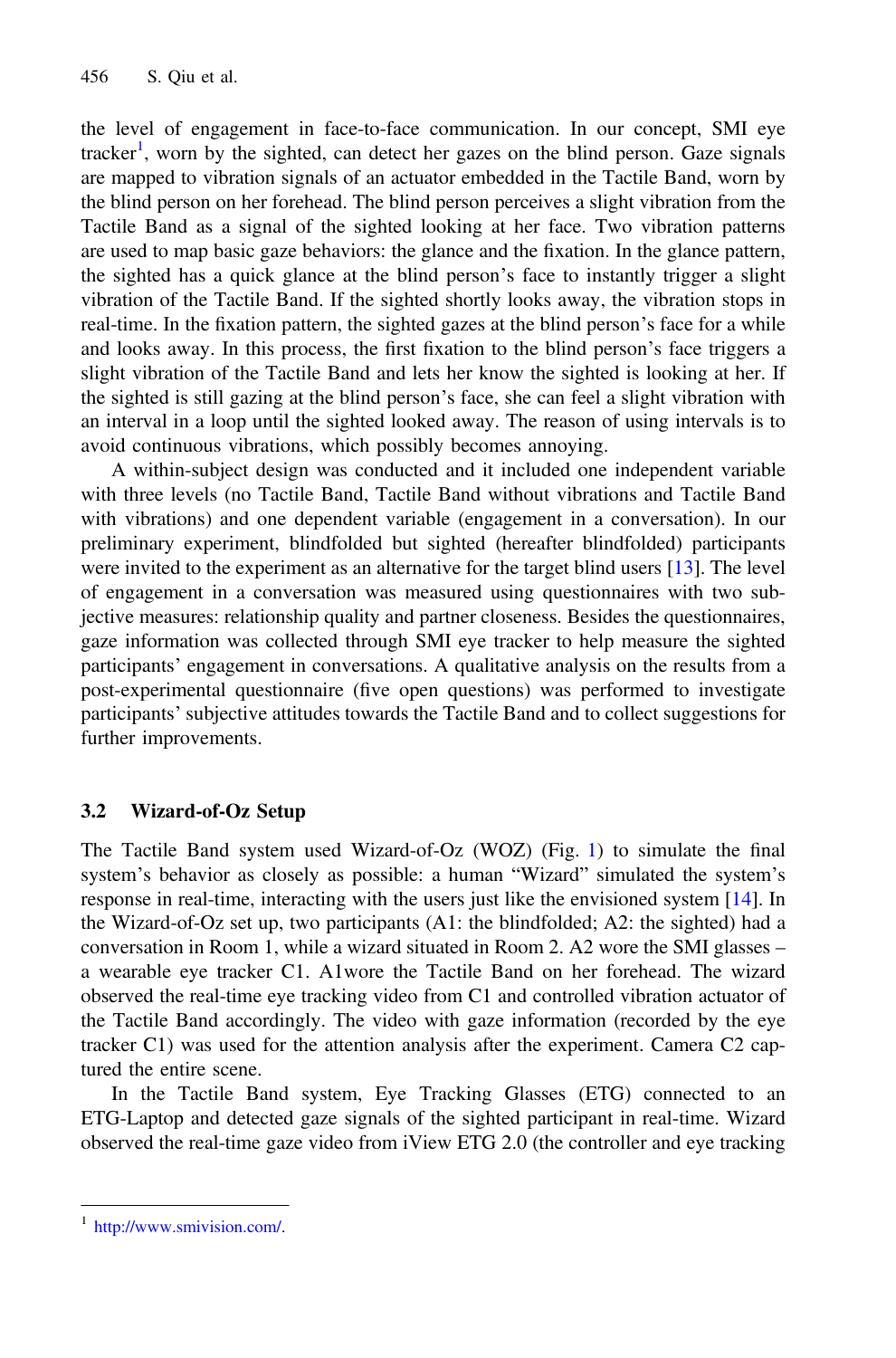the level of engagement in face-to-face communication. In our concept, SMI eye tracker[1], worn by the sighted, can detect her gazes on the blind person. Gaze signals are mapped to vibration signals of an actuator embedded in the Tactile Band, worn by the blind person on her forehead. The blind person perceives a slight vibration from the Tactile Band as a signal of the sighted looking at her face. Two vibration patterns are used to map basic gaze behaviors: the glance and the fixation. In the glance pattern, the sighted has a quick glance at the blind person's face to instantly trigger a slight vibration of the Tactile Band. If the sighted shortly looks away, the vibration stops in real-time. In the fixation pattern, the sighted gazes at the blind person's face for a while and looks away. In this process, the first fixation to the blind person's face triggers a slight vibration of the Tactile Band and lets her know the sighted is looking at her. If the sighted is still gazing at the blind person's face, she can feel a slight vibration with an interval in a loop until the sighted looked away. The reason of using intervals is to avoid continuous vibrations, which possibly becomes annoying.

A within-subject design was conducted and it included one independent variable with three levels (no Tactile Band, Tactile Band without vibrations and Tactile Band with vibrations) and one dependent variable (engagement in a conversation). In our preliminary experiment, blindfolded but sighted (hereafter blindfolded) participants were invited to the experiment as an alternative for the target blind users [13]. The level of engagement in a conversation was measured using questionnaires with two subjective measures: relationship quality and partner closeness. Besides the questionnaires, gaze information was collected through SMI eye tracker to help measure the sighted participants' engagement in conversations. A qualitative analysis on the results from a post-experimental questionnaire (five open questions) was performed to investigate participants' subjective attitudes towards the Tactile Band and to collect suggestions for further improvements.

### 3.2 Wizard-of-Oz Setup

The Tactile Band system used Wizard-of-Oz (WOZ) (Fig. 1) to simulate the final system's behavior as closely as possible: a human "Wizard" simulated the system's response in real-time, interacting with the users just like the envisioned system [14]. In the Wizard-of-Oz set up, two participants (A1: the blindfolded; A2: the sighted) had a conversation in Room 1, while a wizard situated in Room 2. A2 wore the SMI glasses – a wearable eye tracker C1. A1wore the Tactile Band on her forehead. The wizard observed the real-time eye tracking video from C1 and controlled vibration actuator of the Tactile Band accordingly. The video with gaze information (recorded by the eye tracker C1) was used for the attention analysis after the experiment. Camera C2 captured the entire scene.

In the Tactile Band system, Eye Tracking Glasses (ETG) connected to an ETG-Laptop and detected gaze signals of the sighted participant in real-time. Wizard observed the real-time gaze video from iView ETG 2.0 (the controller and eye tracking

---

[1] http://www.smivision.com/.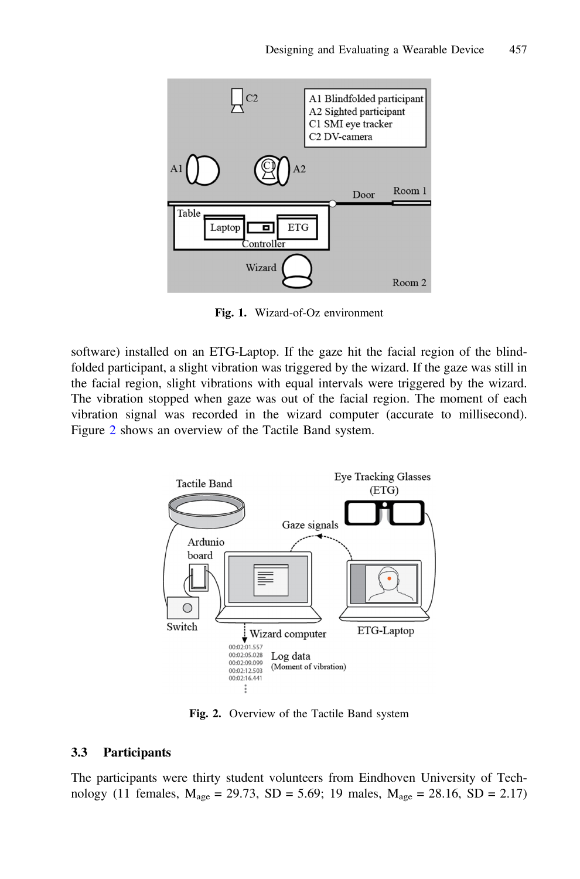Fig. 1. Wizard-of-Oz environment

software) installed on an ETG-Laptop. If the gaze hit the facial region of the blindfolded participant, a slight vibration was triggered by the wizard. If the gaze was still in the facial region, slight vibrations with equal intervals were triggered by the wizard. The vibration stopped when gaze was out of the facial region. The moment of each vibration signal was recorded in the wizard computer (accurate to millisecond). Figure 2 shows an overview of the Tactile Band system.

Fig. 2. Overview of the Tactile Band system

### 3.3 Participants

The participants were thirty student volunteers from Eindhoven University of Technology (11 females, $M_{age}$ = 29.73, SD = 5.69; 19 males, $M_{age}$ = 28.16, SD = 2.17)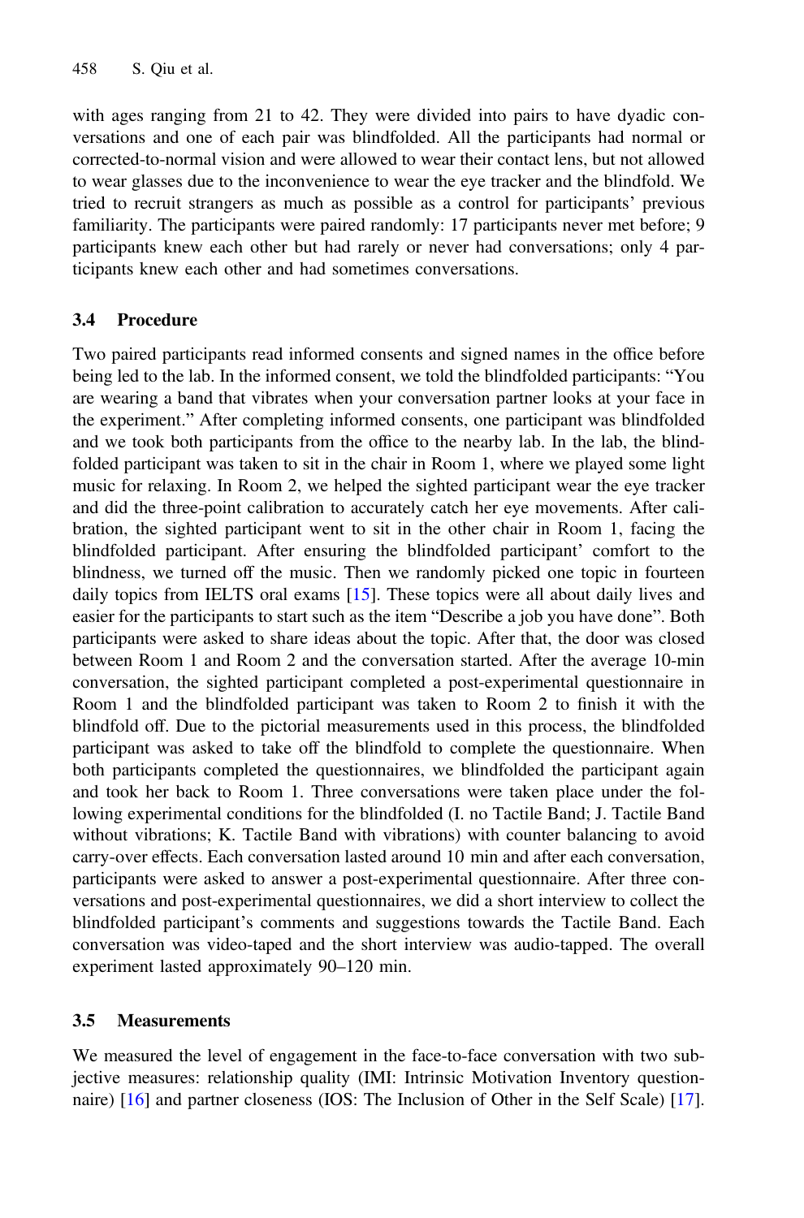with ages ranging from 21 to 42. They were divided into pairs to have dyadic conversations and one of each pair was blindfolded. All the participants had normal or corrected-to-normal vision and were allowed to wear their contact lens, but not allowed to wear glasses due to the inconvenience to wear the eye tracker and the blindfold. We tried to recruit strangers as much as possible as a control for participants' previous familiarity. The participants were paired randomly: 17 participants never met before; 9 participants knew each other but had rarely or never had conversations; only 4 participants knew each other and had sometimes conversations.

### 3.4 Procedure

Two paired participants read informed consents and signed names in the office before being led to the lab. In the informed consent, we told the blindfolded participants: "You are wearing a band that vibrates when your conversation partner looks at your face in the experiment." After completing informed consents, one participant was blindfolded and we took both participants from the office to the nearby lab. In the lab, the blindfolded participant was taken to sit in the chair in Room 1, where we played some light music for relaxing. In Room 2, we helped the sighted participant wear the eye tracker and did the three-point calibration to accurately catch her eye movements. After calibration, the sighted participant went to sit in the other chair in Room 1, facing the blindfolded participant. After ensuring the blindfolded participant' comfort to the blindness, we turned off the music. Then we randomly picked one topic in fourteen daily topics from IELTS oral exams [15]. These topics were all about daily lives and easier for the participants to start such as the item "Describe a job you have done". Both participants were asked to share ideas about the topic. After that, the door was closed between Room 1 and Room 2 and the conversation started. After the average 10-min conversation, the sighted participant completed a post-experimental questionnaire in Room 1 and the blindfolded participant was taken to Room 2 to finish it with the blindfold off. Due to the pictorial measurements used in this process, the blindfolded participant was asked to take off the blindfold to complete the questionnaire. When both participants completed the questionnaires, we blindfolded the participant again and took her back to Room 1. Three conversations were taken place under the following experimental conditions for the blindfolded (I. no Tactile Band; J. Tactile Band without vibrations; K. Tactile Band with vibrations) with counter balancing to avoid carry-over effects. Each conversation lasted around 10 min and after each conversation, participants were asked to answer a post-experimental questionnaire. After three conversations and post-experimental questionnaires, we did a short interview to collect the blindfolded participant's comments and suggestions towards the Tactile Band. Each conversation was video-taped and the short interview was audio-tapped. The overall experiment lasted approximately 90–120 min.

### 3.5 Measurements

We measured the level of engagement in the face-to-face conversation with two subjective measures: relationship quality (IMI: Intrinsic Motivation Inventory questionnaire) [16] and partner closeness (IOS: The Inclusion of Other in the Self Scale) [17].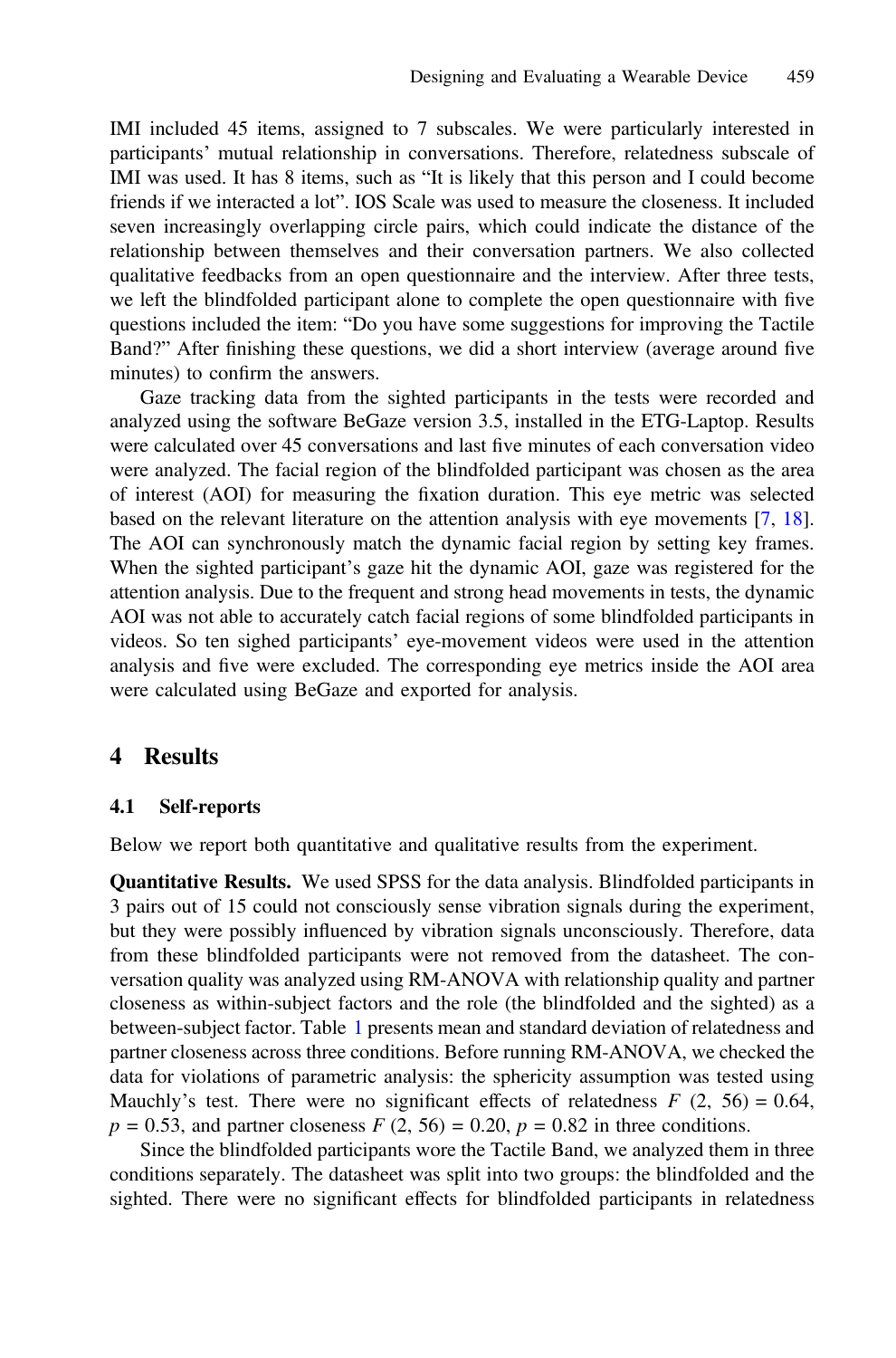IMI included 45 items, assigned to 7 subscales. We were particularly interested in participants' mutual relationship in conversations. Therefore, relatedness subscale of IMI was used. It has 8 items, such as "It is likely that this person and I could become friends if we interacted a lot". IOS Scale was used to measure the closeness. It included seven increasingly overlapping circle pairs, which could indicate the distance of the relationship between themselves and their conversation partners. We also collected qualitative feedbacks from an open questionnaire and the interview. After three tests, we left the blindfolded participant alone to complete the open questionnaire with five questions included the item: "Do you have some suggestions for improving the Tactile Band?" After finishing these questions, we did a short interview (average around five minutes) to confirm the answers.

Gaze tracking data from the sighted participants in the tests were recorded and analyzed using the software BeGaze version 3.5, installed in the ETG-Laptop. Results were calculated over 45 conversations and last five minutes of each conversation video were analyzed. The facial region of the blindfolded participant was chosen as the area of interest (AOI) for measuring the fixation duration. This eye metric was selected based on the relevant literature on the attention analysis with eye movements [7, 18]. The AOI can synchronously match the dynamic facial region by setting key frames. When the sighted participant's gaze hit the dynamic AOI, gaze was registered for the attention analysis. Due to the frequent and strong head movements in tests, the dynamic AOI was not able to accurately catch facial regions of some blindfolded participants in videos. So ten sighed participants' eye-movement videos were used in the attention analysis and five were excluded. The corresponding eye metrics inside the AOI area were calculated using BeGaze and exported for analysis.

## 4 Results

### 4.1 Self-reports

Below we report both quantitative and qualitative results from the experiment.

**Quantitative Results.** We used SPSS for the data analysis. Blindfolded participants in 3 pairs out of 15 could not consciously sense vibration signals during the experiment, but they were possibly influenced by vibration signals unconsciously. Therefore, data from these blindfolded participants were not removed from the datasheet. The conversation quality was analyzed using RM-ANOVA with relationship quality and partner closeness as within-subject factors and the role (the blindfolded and the sighted) as a between-subject factor. Table 1 presents mean and standard deviation of relatedness and partner closeness across three conditions. Before running RM-ANOVA, we checked the data for violations of parametric analysis: the sphericity assumption was tested using Mauchly's test. There were no significant effects of relatedness $F$ (2, 56) = 0.64, $p$ = 0.53, and partner closeness $F$ (2, 56) = 0.20, $p$ = 0.82 in three conditions.

Since the blindfolded participants wore the Tactile Band, we analyzed them in three conditions separately. The datasheet was split into two groups: the blindfolded and the sighted. There were no significant effects for blindfolded participants in relatedness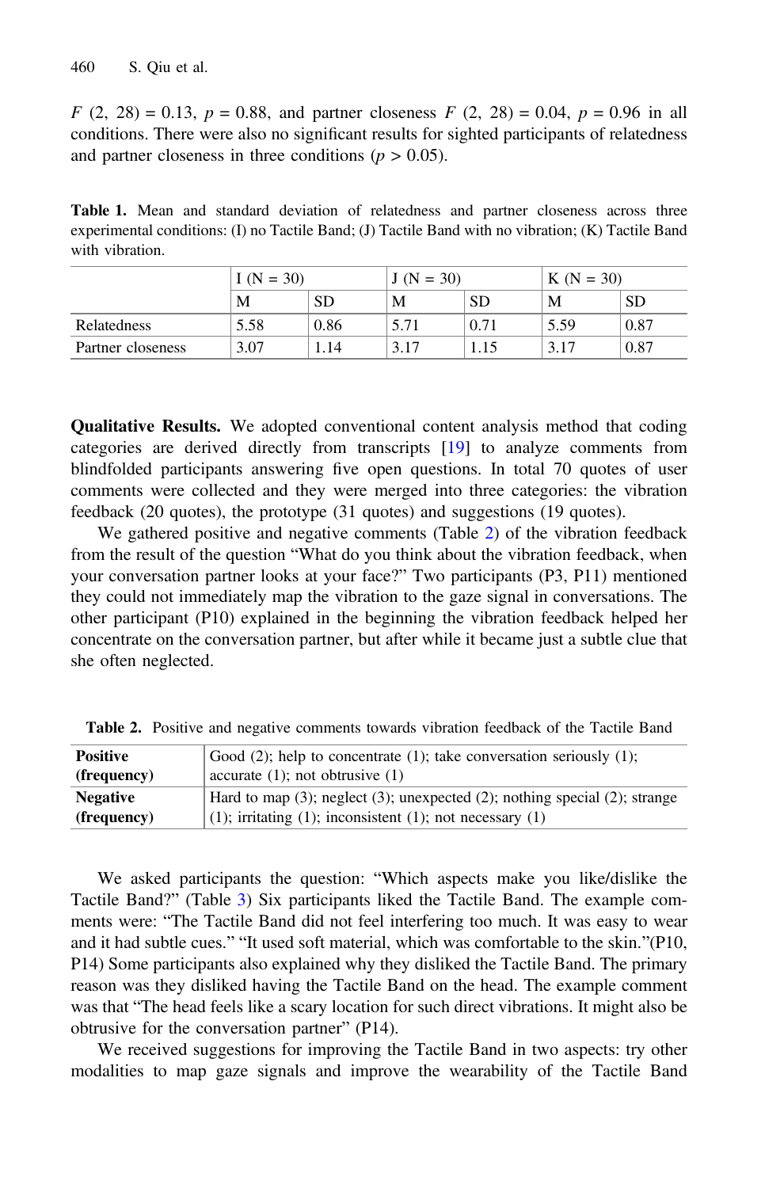$F$ (2, 28) = 0.13, $p = 0.88$, and partner closeness $F$ (2, 28) = 0.04, $p = 0.96$ in all conditions. There were also no significant results for sighted participants of relatedness and partner closeness in three conditions ($p > 0.05$).

**Table 1.** Mean and standard deviation of relatedness and partner closeness across three experimental conditions: (I) no Tactile Band; (J) Tactile Band with no vibration; (K) Tactile Band with vibration.

| | I (N = 30) | | J (N = 30) | | K (N = 30) | |
|---|---|---|---|---|---|---|
| | M | SD | M | SD | M | SD |
| Relatedness | 5.58 | 0.86 | 5.71 | 0.71 | 5.59 | 0.87 |
| Partner closeness | 3.07 | 1.14 | 3.17 | 1.15 | 3.17 | 0.87 |

**Qualitative Results.** We adopted conventional content analysis method that coding categories are derived directly from transcripts [19] to analyze comments from blindfolded participants answering five open questions. In total 70 quotes of user comments were collected and they were merged into three categories: the vibration feedback (20 quotes), the prototype (31 quotes) and suggestions (19 quotes).

We gathered positive and negative comments (Table 2) of the vibration feedback from the result of the question "What do you think about the vibration feedback, when your conversation partner looks at your face?" Two participants (P3, P11) mentioned they could not immediately map the vibration to the gaze signal in conversations. The other participant (P10) explained in the beginning the vibration feedback helped her concentrate on the conversation partner, but after while it became just a subtle clue that she often neglected.

**Table 2.** Positive and negative comments towards vibration feedback of the Tactile Band

| | |
|---|---|
| **Positive (frequency)** | Good (2); help to concentrate (1); take conversation seriously (1); accurate (1); not obtrusive (1) |
| **Negative (frequency)** | Hard to map (3); neglect (3); unexpected (2); nothing special (2); strange (1); irritating (1); inconsistent (1); not necessary (1) |

We asked participants the question: "Which aspects make you like/dislike the Tactile Band?" (Table 3) Six participants liked the Tactile Band. The example comments were: "The Tactile Band did not feel interfering too much. It was easy to wear and it had subtle cues." "It used soft material, which was comfortable to the skin."(P10, P14) Some participants also explained why they disliked the Tactile Band. The primary reason was they disliked having the Tactile Band on the head. The example comment was that "The head feels like a scary location for such direct vibrations. It might also be obtrusive for the conversation partner" (P14).

We received suggestions for improving the Tactile Band in two aspects: try other modalities to map gaze signals and improve the wearability of the Tactile Band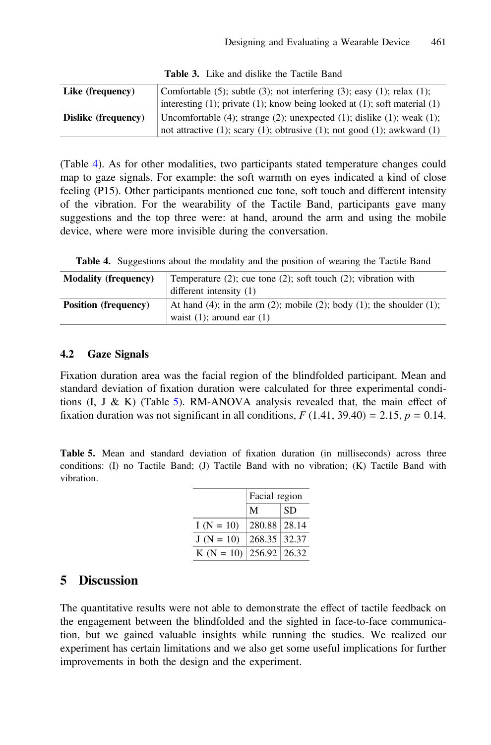**Table 3.** Like and dislike the Tactile Band

| | |
|---|---|
| **Like (frequency)** | Comfortable (5); subtle (3); not interfering (3); easy (1); relax (1); interesting (1); private (1); know being looked at (1); soft material (1) |
| **Dislike (frequency)** | Uncomfortable (4); strange (2); unexpected (1); dislike (1); weak (1); not attractive (1); scary (1); obtrusive (1); not good (1); awkward (1) |

(Table 4). As for other modalities, two participants stated temperature changes could map to gaze signals. For example: the soft warmth on eyes indicated a kind of close feeling (P15). Other participants mentioned cue tone, soft touch and different intensity of the vibration. For the wearability of the Tactile Band, participants gave many suggestions and the top three were: at hand, around the arm and using the mobile device, where were more invisible during the conversation.

**Table 4.** Suggestions about the modality and the position of wearing the Tactile Band

| | |
|---|---|
| **Modality (frequency)** | Temperature (2); cue tone (2); soft touch (2); vibration with different intensity (1) |
| **Position (frequency)** | At hand (4); in the arm (2); mobile (2); body (1); the shoulder (1); waist (1); around ear (1) |

### 4.2 Gaze Signals

Fixation duration area was the facial region of the blindfolded participant. Mean and standard deviation of fixation duration were calculated for three experimental conditions (I, J & K) (Table 5). RM-ANOVA analysis revealed that, the main effect of fixation duration was not significant in all conditions, $F\,(1.41, 39.40) = 2.15$, $p = 0.14$.

**Table 5.** Mean and standard deviation of fixation duration (in milliseconds) across three conditions: (I) no Tactile Band; (J) Tactile Band with no vibration; (K) Tactile Band with vibration.

| | Facial region | |
|---|---|---|
| | M | SD |
| I (N = 10) | 280.88 | 28.14 |
| J (N = 10) | 268.35 | 32.37 |
| K (N = 10) | 256.92 | 26.32 |

## 5 Discussion

The quantitative results were not able to demonstrate the effect of tactile feedback on the engagement between the blindfolded and the sighted in face-to-face communication, but we gained valuable insights while running the studies. We realized our experiment has certain limitations and we also get some useful implications for further improvements in both the design and the experiment.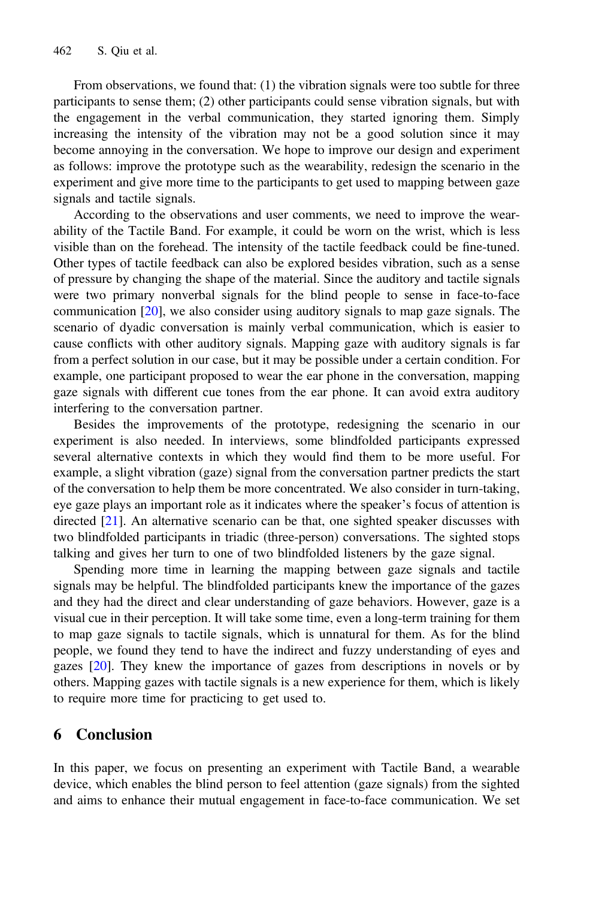From observations, we found that: (1) the vibration signals were too subtle for three participants to sense them; (2) other participants could sense vibration signals, but with the engagement in the verbal communication, they started ignoring them. Simply increasing the intensity of the vibration may not be a good solution since it may become annoying in the conversation. We hope to improve our design and experiment as follows: improve the prototype such as the wearability, redesign the scenario in the experiment and give more time to the participants to get used to mapping between gaze signals and tactile signals.

According to the observations and user comments, we need to improve the wearability of the Tactile Band. For example, it could be worn on the wrist, which is less visible than on the forehead. The intensity of the tactile feedback could be fine-tuned. Other types of tactile feedback can also be explored besides vibration, such as a sense of pressure by changing the shape of the material. Since the auditory and tactile signals were two primary nonverbal signals for the blind people to sense in face-to-face communication [20], we also consider using auditory signals to map gaze signals. The scenario of dyadic conversation is mainly verbal communication, which is easier to cause conflicts with other auditory signals. Mapping gaze with auditory signals is far from a perfect solution in our case, but it may be possible under a certain condition. For example, one participant proposed to wear the ear phone in the conversation, mapping gaze signals with different cue tones from the ear phone. It can avoid extra auditory interfering to the conversation partner.

Besides the improvements of the prototype, redesigning the scenario in our experiment is also needed. In interviews, some blindfolded participants expressed several alternative contexts in which they would find them to be more useful. For example, a slight vibration (gaze) signal from the conversation partner predicts the start of the conversation to help them be more concentrated. We also consider in turn-taking, eye gaze plays an important role as it indicates where the speaker's focus of attention is directed [21]. An alternative scenario can be that, one sighted speaker discusses with two blindfolded participants in triadic (three-person) conversations. The sighted stops talking and gives her turn to one of two blindfolded listeners by the gaze signal.

Spending more time in learning the mapping between gaze signals and tactile signals may be helpful. The blindfolded participants knew the importance of the gazes and they had the direct and clear understanding of gaze behaviors. However, gaze is a visual cue in their perception. It will take some time, even a long-term training for them to map gaze signals to tactile signals, which is unnatural for them. As for the blind people, we found they tend to have the indirect and fuzzy understanding of eyes and gazes [20]. They knew the importance of gazes from descriptions in novels or by others. Mapping gazes with tactile signals is a new experience for them, which is likely to require more time for practicing to get used to.

## 6 Conclusion

In this paper, we focus on presenting an experiment with Tactile Band, a wearable device, which enables the blind person to feel attention (gaze signals) from the sighted and aims to enhance their mutual engagement in face-to-face communication. We set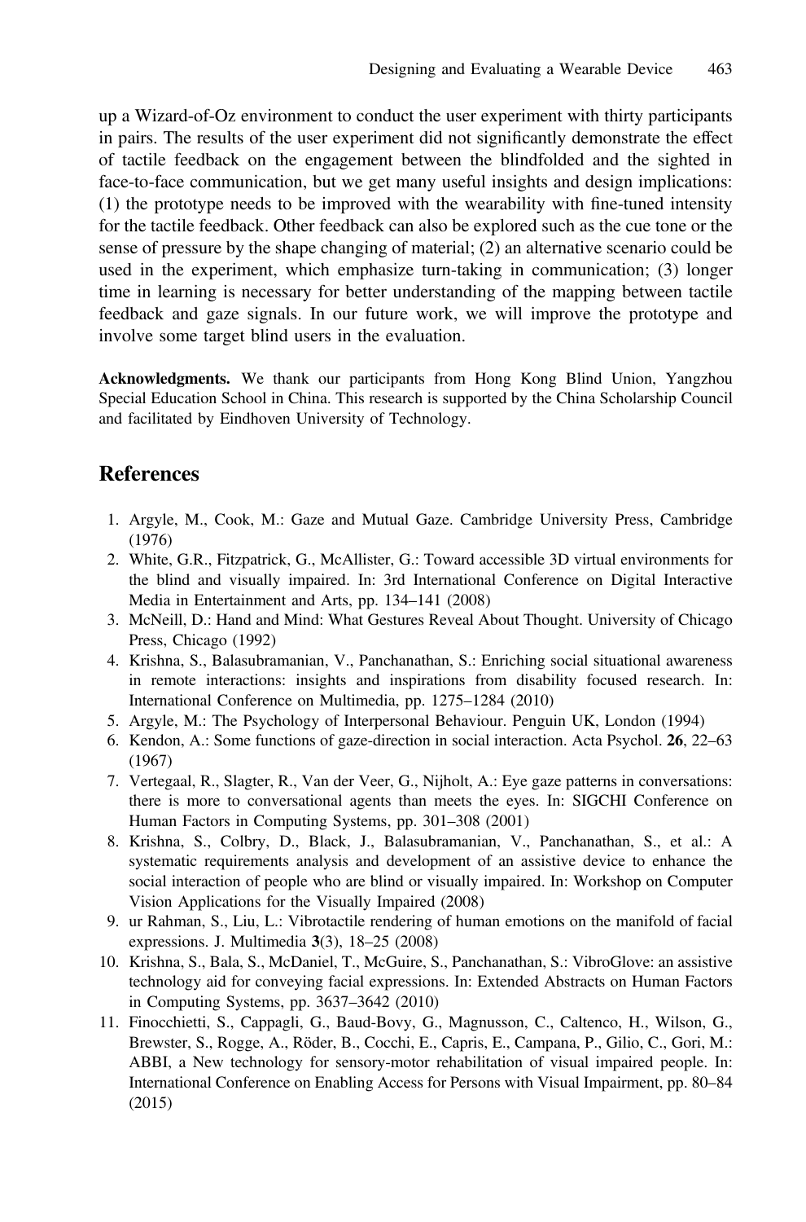up a Wizard-of-Oz environment to conduct the user experiment with thirty participants in pairs. The results of the user experiment did not significantly demonstrate the effect of tactile feedback on the engagement between the blindfolded and the sighted in face-to-face communication, but we get many useful insights and design implications: (1) the prototype needs to be improved with the wearability with fine-tuned intensity for the tactile feedback. Other feedback can also be explored such as the cue tone or the sense of pressure by the shape changing of material; (2) an alternative scenario could be used in the experiment, which emphasize turn-taking in communication; (3) longer time in learning is necessary for better understanding of the mapping between tactile feedback and gaze signals. In our future work, we will improve the prototype and involve some target blind users in the evaluation.

**Acknowledgments.** We thank our participants from Hong Kong Blind Union, Yangzhou Special Education School in China. This research is supported by the China Scholarship Council and facilitated by Eindhoven University of Technology.

## References

1. Argyle, M., Cook, M.: Gaze and Mutual Gaze. Cambridge University Press, Cambridge (1976)
2. White, G.R., Fitzpatrick, G., McAllister, G.: Toward accessible 3D virtual environments for the blind and visually impaired. In: 3rd International Conference on Digital Interactive Media in Entertainment and Arts, pp. 134–141 (2008)
3. McNeill, D.: Hand and Mind: What Gestures Reveal About Thought. University of Chicago Press, Chicago (1992)
4. Krishna, S., Balasubramanian, V., Panchanathan, S.: Enriching social situational awareness in remote interactions: insights and inspirations from disability focused research. In: International Conference on Multimedia, pp. 1275–1284 (2010)
5. Argyle, M.: The Psychology of Interpersonal Behaviour. Penguin UK, London (1994)
6. Kendon, A.: Some functions of gaze-direction in social interaction. Acta Psychol. **26**, 22–63 (1967)
7. Vertegaal, R., Slagter, R., Van der Veer, G., Nijholt, A.: Eye gaze patterns in conversations: there is more to conversational agents than meets the eyes. In: SIGCHI Conference on Human Factors in Computing Systems, pp. 301–308 (2001)
8. Krishna, S., Colbry, D., Black, J., Balasubramanian, V., Panchanathan, S., et al.: A systematic requirements analysis and development of an assistive device to enhance the social interaction of people who are blind or visually impaired. In: Workshop on Computer Vision Applications for the Visually Impaired (2008)
9. ur Rahman, S., Liu, L.: Vibrotactile rendering of human emotions on the manifold of facial expressions. J. Multimedia **3**(3), 18–25 (2008)
10. Krishna, S., Bala, S., McDaniel, T., McGuire, S., Panchanathan, S.: VibroGlove: an assistive technology aid for conveying facial expressions. In: Extended Abstracts on Human Factors in Computing Systems, pp. 3637–3642 (2010)
11. Finocchietti, S., Cappagli, G., Baud-Bovy, G., Magnusson, C., Caltenco, H., Wilson, G., Brewster, S., Rogge, A., Röder, B., Cocchi, E., Capris, E., Campana, P., Gilio, C., Gori, M.: ABBI, a New technology for sensory-motor rehabilitation of visual impaired people. In: International Conference on Enabling Access for Persons with Visual Impairment, pp. 80–84 (2015)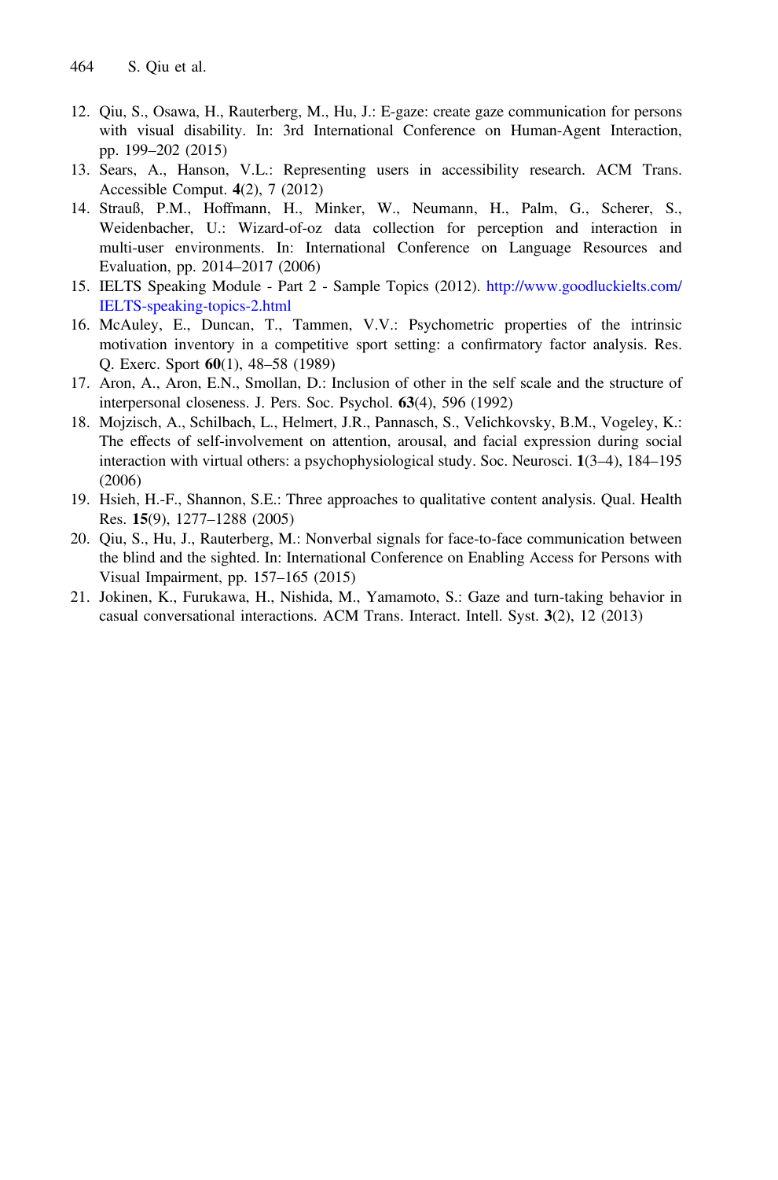12. Qiu, S., Osawa, H., Rauterberg, M., Hu, J.: E-gaze: create gaze communication for persons with visual disability. In: 3rd International Conference on Human-Agent Interaction, pp. 199–202 (2015)
13. Sears, A., Hanson, V.L.: Representing users in accessibility research. ACM Trans. Accessible Comput. **4**(2), 7 (2012)
14. Strauß, P.M., Hoffmann, H., Minker, W., Neumann, H., Palm, G., Scherer, S., Weidenbacher, U.: Wizard-of-oz data collection for perception and interaction in multi-user environments. In: International Conference on Language Resources and Evaluation, pp. 2014–2017 (2006)
15. IELTS Speaking Module - Part 2 - Sample Topics (2012). http://www.goodluckielts.com/IELTS-speaking-topics-2.html
16. McAuley, E., Duncan, T., Tammen, V.V.: Psychometric properties of the intrinsic motivation inventory in a competitive sport setting: a confirmatory factor analysis. Res. Q. Exerc. Sport **60**(1), 48–58 (1989)
17. Aron, A., Aron, E.N., Smollan, D.: Inclusion of other in the self scale and the structure of interpersonal closeness. J. Pers. Soc. Psychol. **63**(4), 596 (1992)
18. Mojzisch, A., Schilbach, L., Helmert, J.R., Pannasch, S., Velichkovsky, B.M., Vogeley, K.: The effects of self-involvement on attention, arousal, and facial expression during social interaction with virtual others: a psychophysiological study. Soc. Neurosci. **1**(3–4), 184–195 (2006)
19. Hsieh, H.-F., Shannon, S.E.: Three approaches to qualitative content analysis. Qual. Health Res. **15**(9), 1277–1288 (2005)
20. Qiu, S., Hu, J., Rauterberg, M.: Nonverbal signals for face-to-face communication between the blind and the sighted. In: International Conference on Enabling Access for Persons with Visual Impairment, pp. 157–165 (2015)
21. Jokinen, K., Furukawa, H., Nishida, M., Yamamoto, S.: Gaze and turn-taking behavior in casual conversational interactions. ACM Trans. Interact. Intell. Syst. **3**(2), 12 (2013)